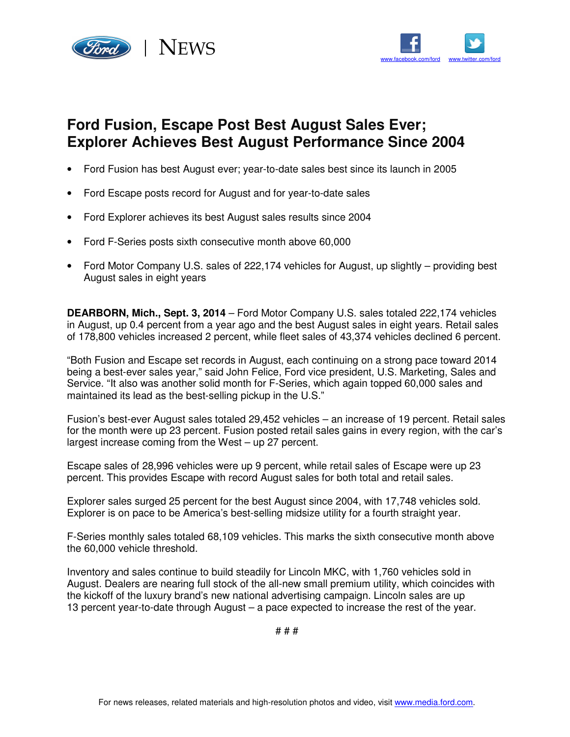Ford | NEWS

www.facebook.com/ford www.twitter.com/ford

# Ford Fusion, Escape Post Best August Sales Ever; Explorer Achieves Best August Performance Since 2004

- Ford Fusion has best August ever; year-to-date sales best since its launch in 2005
- Ford Escape posts record for August and for year-to-date sales
- Ford Explorer achieves its best August sales results since 2004
- Ford F-Series posts sixth consecutive month above 60,000
- Ford Motor Company U.S. sales of 222,174 vehicles for August, up slightly – providing best August sales in eight years

**DEARBORN, Mich., Sept. 3, 2014** – Ford Motor Company U.S. sales totaled 222,174 vehicles in August, up 0.4 percent from a year ago and the best August sales in eight years. Retail sales of 178,800 vehicles increased 2 percent, while fleet sales of 43,374 vehicles declined 6 percent.

"Both Fusion and Escape set records in August, each continuing on a strong pace toward 2014 being a best-ever sales year," said John Felice, Ford vice president, U.S. Marketing, Sales and Service. "It also was another solid month for F-Series, which again topped 60,000 sales and maintained its lead as the best-selling pickup in the U.S."

Fusion's best-ever August sales totaled 29,452 vehicles – an increase of 19 percent. Retail sales for the month were up 23 percent. Fusion posted retail sales gains in every region, with the car's largest increase coming from the West – up 27 percent.

Escape sales of 28,996 vehicles were up 9 percent, while retail sales of Escape were up 23 percent. This provides Escape with record August sales for both total and retail sales.

Explorer sales surged 25 percent for the best August since 2004, with 17,748 vehicles sold. Explorer is on pace to be America's best-selling midsize utility for a fourth straight year.

F-Series monthly sales totaled 68,109 vehicles. This marks the sixth consecutive month above the 60,000 vehicle threshold.

Inventory and sales continue to build steadily for Lincoln MKC, with 1,760 vehicles sold in August. Dealers are nearing full stock of the all-new small premium utility, which coincides with the kickoff of the luxury brand's new national advertising campaign. Lincoln sales are up 13 percent year-to-date through August – a pace expected to increase the rest of the year.

# # #

For news releases, related materials and high-resolution photos and video, visit www.media.ford.com.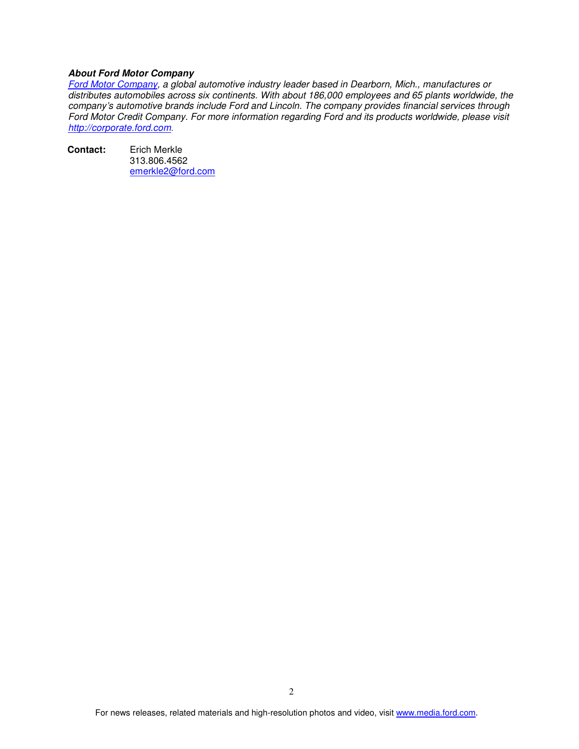***About Ford Motor Company***

*Ford Motor Company, a global automotive industry leader based in Dearborn, Mich., manufactures or distributes automobiles across six continents. With about 186,000 employees and 65 plants worldwide, the company's automotive brands include Ford and Lincoln. The company provides financial services through Ford Motor Credit Company. For more information regarding Ford and its products worldwide, please visit http://corporate.ford.com.*

**Contact:** Erich Merkle
313.806.4562
emerkle2@ford.com

For news releases, related materials and high-resolution photos and video, visit www.media.ford.com.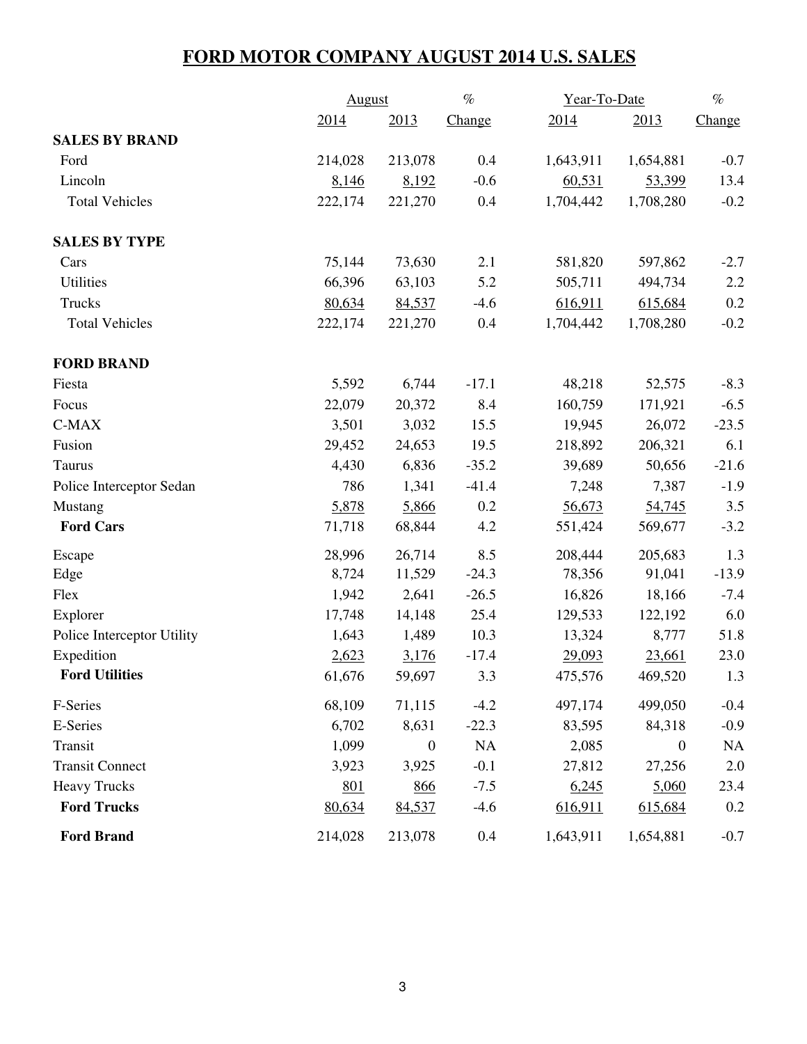# FORD MOTOR COMPANY AUGUST 2014 U.S. SALES

| | August | | % | Year-To-Date | | % |
|---|---|---|---|---|---|---|
| | 2014 | 2013 | Change | 2014 | 2013 | Change |
| **SALES BY BRAND** | | | | | | |
| Ford | 214,028 | 213,078 | 0.4 | 1,643,911 | 1,654,881 | -0.7 |
| Lincoln | 8,146 | 8,192 | -0.6 | 60,531 | 53,399 | 13.4 |
| Total Vehicles | 222,174 | 221,270 | 0.4 | 1,704,442 | 1,708,280 | -0.2 |
| **SALES BY TYPE** | | | | | | |
| Cars | 75,144 | 73,630 | 2.1 | 581,820 | 597,862 | -2.7 |
| Utilities | 66,396 | 63,103 | 5.2 | 505,711 | 494,734 | 2.2 |
| Trucks | 80,634 | 84,537 | -4.6 | 616,911 | 615,684 | 0.2 |
| Total Vehicles | 222,174 | 221,270 | 0.4 | 1,704,442 | 1,708,280 | -0.2 |
| **FORD BRAND** | | | | | | |
| Fiesta | 5,592 | 6,744 | -17.1 | 48,218 | 52,575 | -8.3 |
| Focus | 22,079 | 20,372 | 8.4 | 160,759 | 171,921 | -6.5 |
| C-MAX | 3,501 | 3,032 | 15.5 | 19,945 | 26,072 | -23.5 |
| Fusion | 29,452 | 24,653 | 19.5 | 218,892 | 206,321 | 6.1 |
| Taurus | 4,430 | 6,836 | -35.2 | 39,689 | 50,656 | -21.6 |
| Police Interceptor Sedan | 786 | 1,341 | -41.4 | 7,248 | 7,387 | -1.9 |
| Mustang | 5,878 | 5,866 | 0.2 | 56,673 | 54,745 | 3.5 |
| **Ford Cars** | 71,718 | 68,844 | 4.2 | 551,424 | 569,677 | -3.2 |
| Escape | 28,996 | 26,714 | 8.5 | 208,444 | 205,683 | 1.3 |
| Edge | 8,724 | 11,529 | -24.3 | 78,356 | 91,041 | -13.9 |
| Flex | 1,942 | 2,641 | -26.5 | 16,826 | 18,166 | -7.4 |
| Explorer | 17,748 | 14,148 | 25.4 | 129,533 | 122,192 | 6.0 |
| Police Interceptor Utility | 1,643 | 1,489 | 10.3 | 13,324 | 8,777 | 51.8 |
| Expedition | 2,623 | 3,176 | -17.4 | 29,093 | 23,661 | 23.0 |
| **Ford Utilities** | 61,676 | 59,697 | 3.3 | 475,576 | 469,520 | 1.3 |
| F-Series | 68,109 | 71,115 | -4.2 | 497,174 | 499,050 | -0.4 |
| E-Series | 6,702 | 8,631 | -22.3 | 83,595 | 84,318 | -0.9 |
| Transit | 1,099 | 0 | NA | 2,085 | 0 | NA |
| Transit Connect | 3,923 | 3,925 | -0.1 | 27,812 | 27,256 | 2.0 |
| Heavy Trucks | 801 | 866 | -7.5 | 6,245 | 5,060 | 23.4 |
| **Ford Trucks** | 80,634 | 84,537 | -4.6 | 616,911 | 615,684 | 0.2 |
| **Ford Brand** | 214,028 | 213,078 | 0.4 | 1,643,911 | 1,654,881 | -0.7 |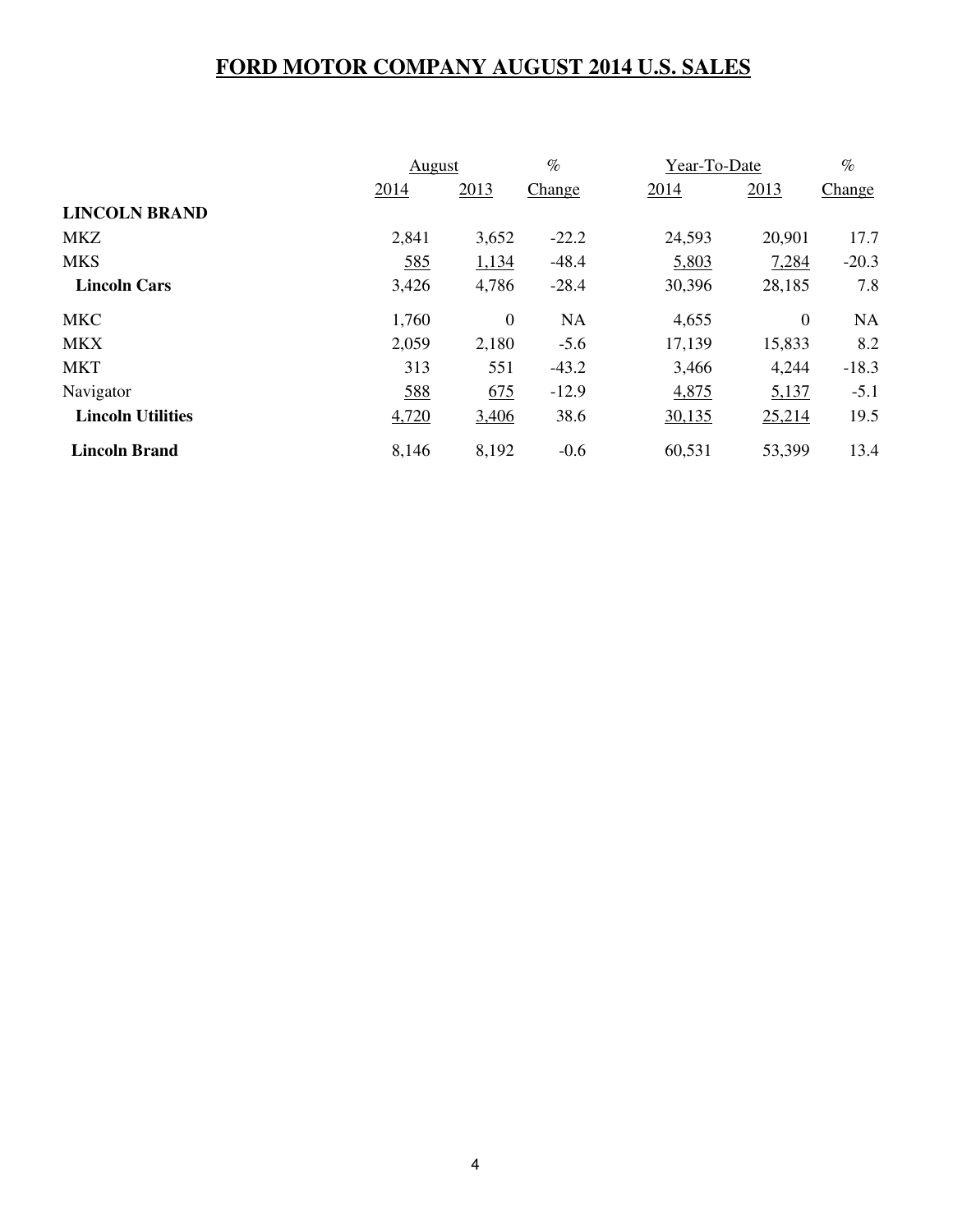# FORD MOTOR COMPANY AUGUST 2014 U.S. SALES

| | August | | % | Year-To-Date | | % |
|---|---|---|---|---|---|---|
| | 2014 | 2013 | Change | 2014 | 2013 | Change |
| **LINCOLN BRAND** | | | | | | |
| MKZ | 2,841 | 3,652 | -22.2 | 24,593 | 20,901 | 17.7 |
| MKS | 585 | 1,134 | -48.4 | 5,803 | 7,284 | -20.3 |
| **Lincoln Cars** | 3,426 | 4,786 | -28.4 | 30,396 | 28,185 | 7.8 |
| MKC | 1,760 | 0 | NA | 4,655 | 0 | NA |
| MKX | 2,059 | 2,180 | -5.6 | 17,139 | 15,833 | 8.2 |
| MKT | 313 | 551 | -43.2 | 3,466 | 4,244 | -18.3 |
| Navigator | 588 | 675 | -12.9 | 4,875 | 5,137 | -5.1 |
| **Lincoln Utilities** | 4,720 | 3,406 | 38.6 | 30,135 | 25,214 | 19.5 |
| **Lincoln Brand** | 8,146 | 8,192 | -0.6 | 60,531 | 53,399 | 13.4 |